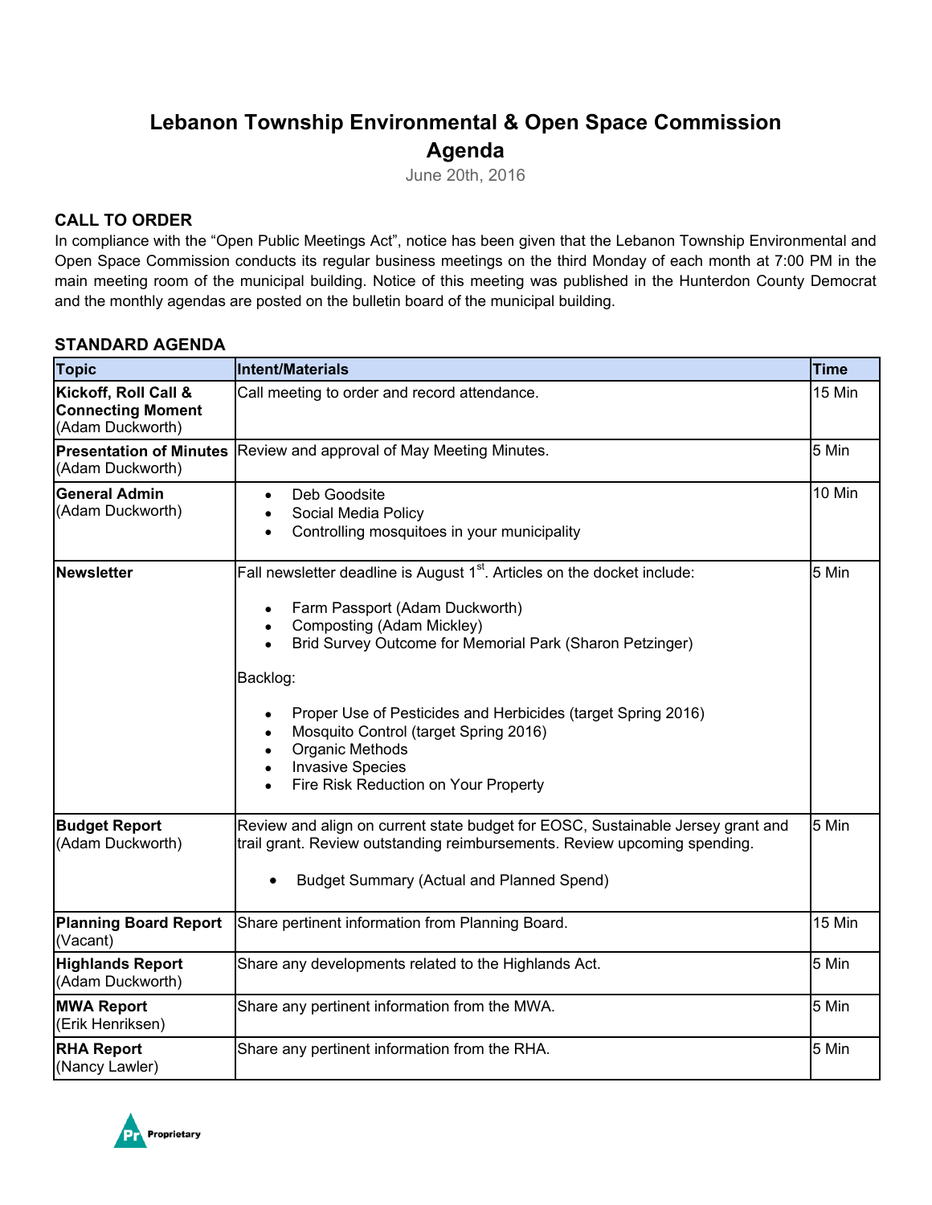# Lebanon Township Environmental & Open Space Commission Agenda

June 20th, 2016

## CALL TO ORDER

In compliance with the "Open Public Meetings Act", notice has been given that the Lebanon Township Environmental and Open Space Commission conducts its regular business meetings on the third Monday of each month at 7:00 PM in the main meeting room of the municipal building. Notice of this meeting was published in the Hunterdon County Democrat and the monthly agendas are posted on the bulletin board of the municipal building.

## STANDARD AGENDA

| Topic | Intent/Materials | Time |
|---|---|---|
| **Kickoff, Roll Call & Connecting Moment** (Adam Duckworth) | Call meeting to order and record attendance. | 15 Min |
| **Presentation of Minutes** (Adam Duckworth) | Review and approval of May Meeting Minutes. | 5 Min |
| **General Admin** (Adam Duckworth) | • Deb Goodsite<br>• Social Media Policy<br>• Controlling mosquitoes in your municipality | 10 Min |
| **Newsletter** | Fall newsletter deadline is August 1st. Articles on the docket include:<br>• Farm Passport (Adam Duckworth)<br>• Composting (Adam Mickley)<br>• Brid Survey Outcome for Memorial Park (Sharon Petzinger)<br><br>Backlog:<br>• Proper Use of Pesticides and Herbicides (target Spring 2016)<br>• Mosquito Control (target Spring 2016)<br>• Organic Methods<br>• Invasive Species<br>• Fire Risk Reduction on Your Property | 5 Min |
| **Budget Report** (Adam Duckworth) | Review and align on current state budget for EOSC, Sustainable Jersey grant and trail grant. Review outstanding reimbursements. Review upcoming spending.<br>• Budget Summary (Actual and Planned Spend) | 5 Min |
| **Planning Board Report** (Vacant) | Share pertinent information from Planning Board. | 15 Min |
| **Highlands Report** (Adam Duckworth) | Share any developments related to the Highlands Act. | 5 Min |
| **MWA Report** (Erik Henriksen) | Share any pertinent information from the MWA. | 5 Min |
| **RHA Report** (Nancy Lawler) | Share any pertinent information from the RHA. | 5 Min |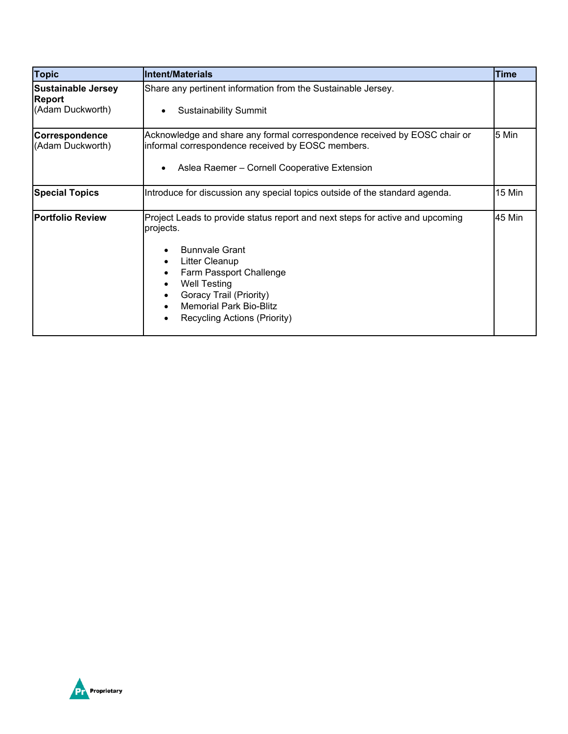| Topic | Intent/Materials | Time |
|---|---|---|
| **Sustainable Jersey Report** (Adam Duckworth) | Share any pertinent information from the Sustainable Jersey.<br>• Sustainability Summit | |
| **Correspondence** (Adam Duckworth) | Acknowledge and share any formal correspondence received by EOSC chair or informal correspondence received by EOSC members.<br>• Aslea Raemer – Cornell Cooperative Extension | 5 Min |
| **Special Topics** | Introduce for discussion any special topics outside of the standard agenda. | 15 Min |
| **Portfolio Review** | Project Leads to provide status report and next steps for active and upcoming projects.<br>• Bunnvale Grant<br>• Litter Cleanup<br>• Farm Passport Challenge<br>• Well Testing<br>• Goracy Trail (Priority)<br>• Memorial Park Bio-Blitz<br>• Recycling Actions (Priority) | 45 Min |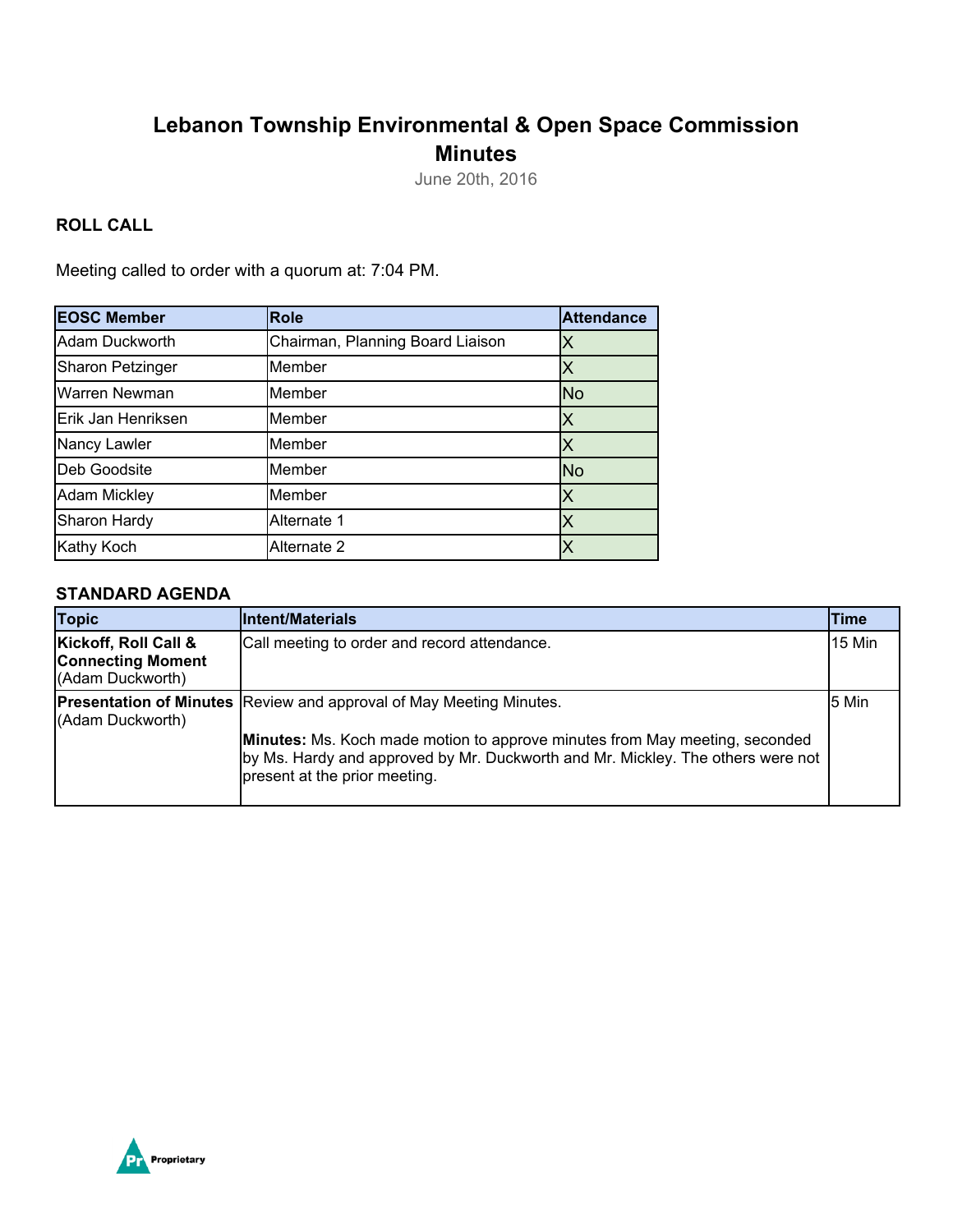# Lebanon Township Environmental & Open Space Commission Minutes

June 20th, 2016

### ROLL CALL

Meeting called to order with a quorum at: 7:04 PM.

| EOSC Member | Role | Attendance |
|---|---|---|
| Adam Duckworth | Chairman, Planning Board Liaison | X |
| Sharon Petzinger | Member | X |
| Warren Newman | Member | No |
| Erik Jan Henriksen | Member | X |
| Nancy Lawler | Member | X |
| Deb Goodsite | Member | No |
| Adam Mickley | Member | X |
| Sharon Hardy | Alternate 1 | X |
| Kathy Koch | Alternate 2 | X |

### STANDARD AGENDA

| Topic | Intent/Materials | Time |
|---|---|---|
| **Kickoff, Roll Call & Connecting Moment** (Adam Duckworth) | Call meeting to order and record attendance. | 15 Min |
| **Presentation of Minutes** (Adam Duckworth) | Review and approval of May Meeting Minutes.<br><br>**Minutes:** Ms. Koch made motion to approve minutes from May meeting, seconded by Ms. Hardy and approved by Mr. Duckworth and Mr. Mickley. The others were not present at the prior meeting. | 5 Min |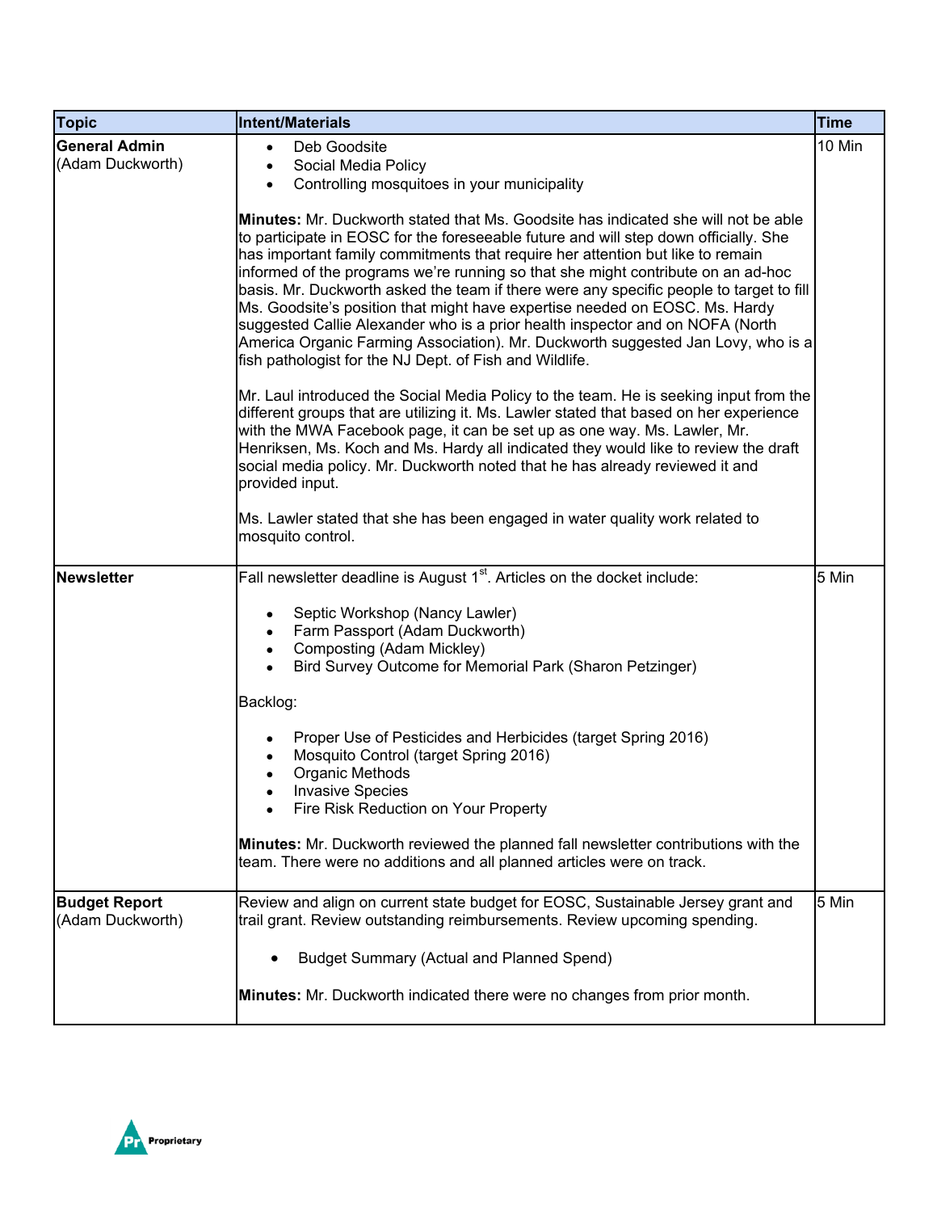| Topic | Intent/Materials | Time |
|---|---|---|
| **General Admin** (Adam Duckworth) | • Deb Goodsite<br>• Social Media Policy<br>• Controlling mosquitoes in your municipality<br><br>**Minutes:** Mr. Duckworth stated that Ms. Goodsite has indicated she will not be able to participate in EOSC for the foreseeable future and will step down officially. She has important family commitments that require her attention but like to remain informed of the programs we're running so that she might contribute on an ad-hoc basis. Mr. Duckworth asked the team if there were any specific people to target to fill Ms. Goodsite's position that might have expertise needed on EOSC. Ms. Hardy suggested Callie Alexander who is a prior health inspector and on NOFA (North America Organic Farming Association). Mr. Duckworth suggested Jan Lovy, who is a fish pathologist for the NJ Dept. of Fish and Wildlife.<br><br>Mr. Laul introduced the Social Media Policy to the team. He is seeking input from the different groups that are utilizing it. Ms. Lawler stated that based on her experience with the MWA Facebook page, it can be set up as one way. Ms. Lawler, Mr. Henriksen, Ms. Koch and Ms. Hardy all indicated they would like to review the draft social media policy. Mr. Duckworth noted that he has already reviewed it and provided input.<br><br>Ms. Lawler stated that she has been engaged in water quality work related to mosquito control. | 10 Min |
| **Newsletter** | Fall newsletter deadline is August 1st. Articles on the docket include:<br><br>• Septic Workshop (Nancy Lawler)<br>• Farm Passport (Adam Duckworth)<br>• Composting (Adam Mickley)<br>• Bird Survey Outcome for Memorial Park (Sharon Petzinger)<br><br>Backlog:<br><br>• Proper Use of Pesticides and Herbicides (target Spring 2016)<br>• Mosquito Control (target Spring 2016)<br>• Organic Methods<br>• Invasive Species<br>• Fire Risk Reduction on Your Property<br><br>**Minutes:** Mr. Duckworth reviewed the planned fall newsletter contributions with the team. There were no additions and all planned articles were on track. | 5 Min |
| **Budget Report** (Adam Duckworth) | Review and align on current state budget for EOSC, Sustainable Jersey grant and trail grant. Review outstanding reimbursements. Review upcoming spending.<br><br>• Budget Summary (Actual and Planned Spend)<br><br>**Minutes:** Mr. Duckworth indicated there were no changes from prior month. | 5 Min |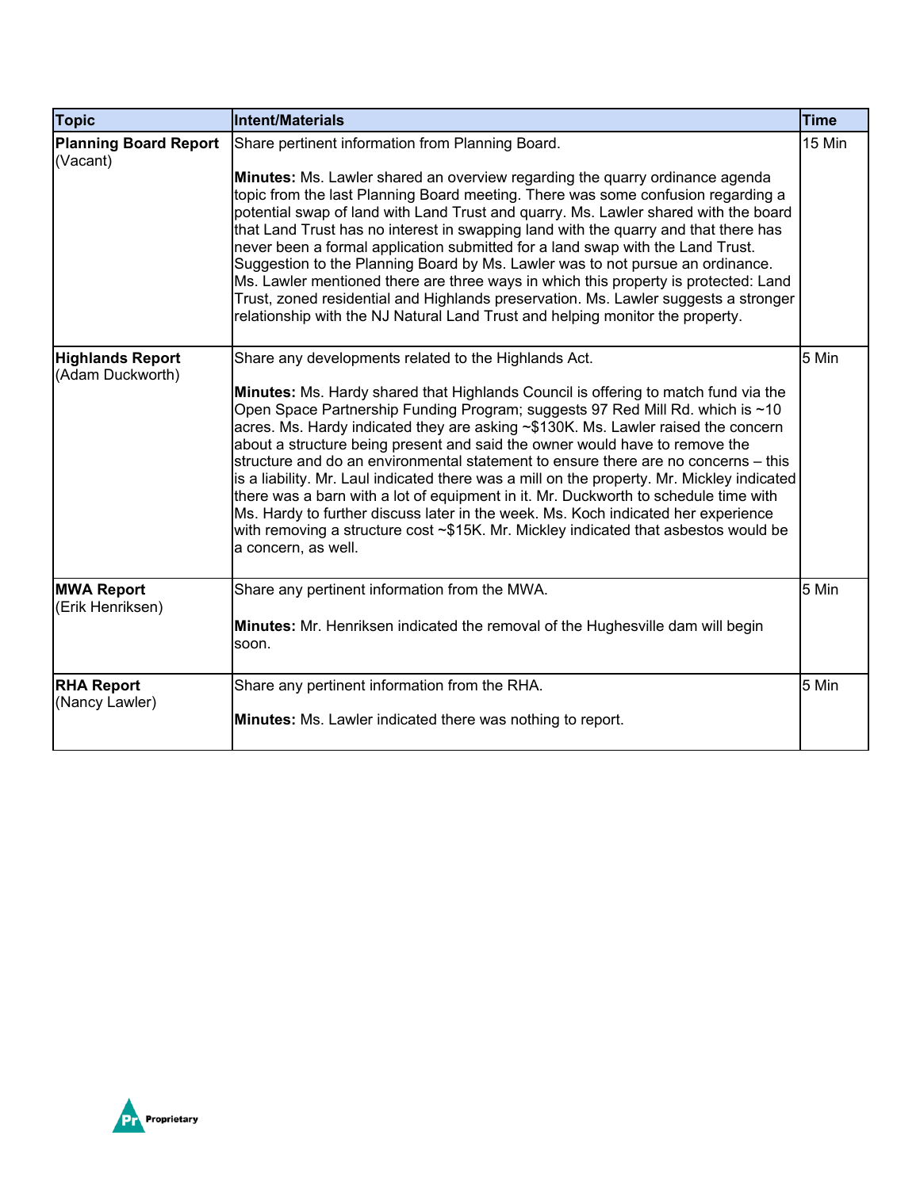| Topic | Intent/Materials | Time |
| --- | --- | --- |
| **Planning Board Report** (Vacant) | Share pertinent information from Planning Board.<br><br>**Minutes:** Ms. Lawler shared an overview regarding the quarry ordinance agenda topic from the last Planning Board meeting. There was some confusion regarding a potential swap of land with Land Trust and quarry. Ms. Lawler shared with the board that Land Trust has no interest in swapping land with the quarry and that there has never been a formal application submitted for a land swap with the Land Trust. Suggestion to the Planning Board by Ms. Lawler was to not pursue an ordinance. Ms. Lawler mentioned there are three ways in which this property is protected: Land Trust, zoned residential and Highlands preservation. Ms. Lawler suggests a stronger relationship with the NJ Natural Land Trust and helping monitor the property. | 15 Min |
| **Highlands Report** (Adam Duckworth) | Share any developments related to the Highlands Act.<br><br>**Minutes:** Ms. Hardy shared that Highlands Council is offering to match fund via the Open Space Partnership Funding Program; suggests 97 Red Mill Rd. which is ~10 acres. Ms. Hardy indicated they are asking ~$130K. Ms. Lawler raised the concern about a structure being present and said the owner would have to remove the structure and do an environmental statement to ensure there are no concerns – this is a liability. Mr. Laul indicated there was a mill on the property. Mr. Mickley indicated there was a barn with a lot of equipment in it. Mr. Duckworth to schedule time with Ms. Hardy to further discuss later in the week. Ms. Koch indicated her experience with removing a structure cost ~$15K. Mr. Mickley indicated that asbestos would be a concern, as well. | 5 Min |
| **MWA Report** (Erik Henriksen) | Share any pertinent information from the MWA.<br><br>**Minutes:** Mr. Henriksen indicated the removal of the Hughesville dam will begin soon. | 5 Min |
| **RHA Report** (Nancy Lawler) | Share any pertinent information from the RHA.<br><br>**Minutes:** Ms. Lawler indicated there was nothing to report. | 5 Min |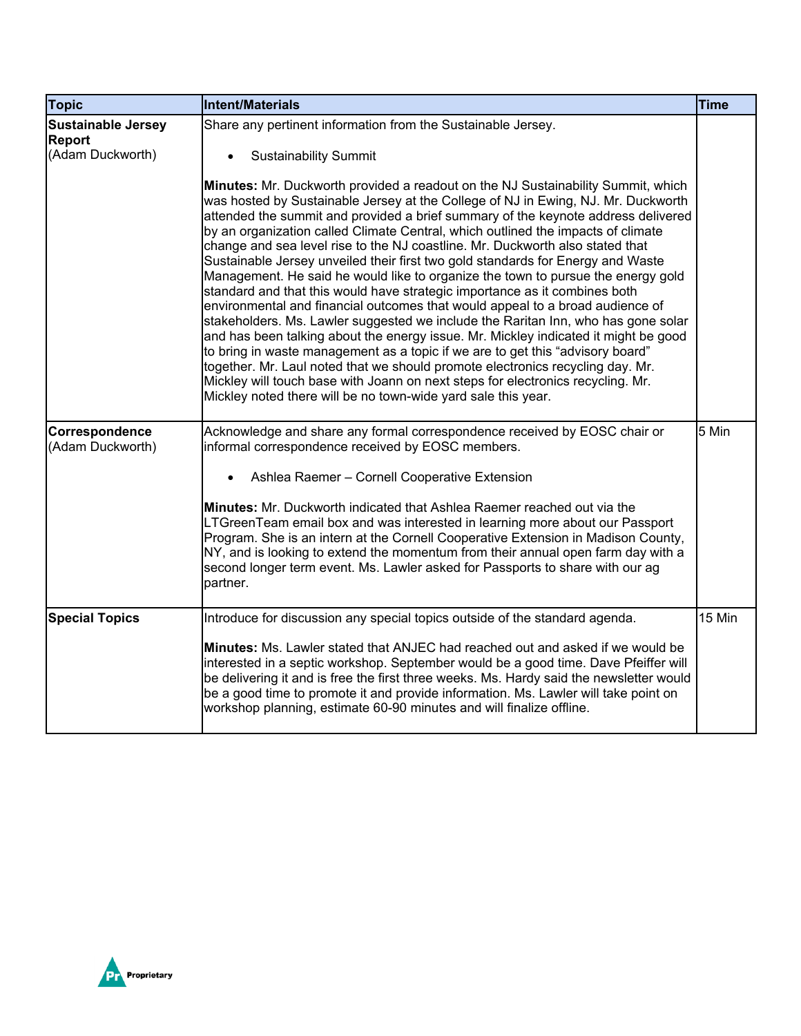| Topic | Intent/Materials | Time |
|---|---|---|
| **Sustainable Jersey Report** (Adam Duckworth) | Share any pertinent information from the Sustainable Jersey.<br><br>• Sustainability Summit<br><br>**Minutes:** Mr. Duckworth provided a readout on the NJ Sustainability Summit, which was hosted by Sustainable Jersey at the College of NJ in Ewing, NJ. Mr. Duckworth attended the summit and provided a brief summary of the keynote address delivered by an organization called Climate Central, which outlined the impacts of climate change and sea level rise to the NJ coastline. Mr. Duckworth also stated that Sustainable Jersey unveiled their first two gold standards for Energy and Waste Management. He said he would like to organize the town to pursue the energy gold standard and that this would have strategic importance as it combines both environmental and financial outcomes that would appeal to a broad audience of stakeholders. Ms. Lawler suggested we include the Raritan Inn, who has gone solar and has been talking about the energy issue. Mr. Mickley indicated it might be good to bring in waste management as a topic if we are to get this "advisory board" together. Mr. Laul noted that we should promote electronics recycling day. Mr. Mickley will touch base with Joann on next steps for electronics recycling. Mr. Mickley noted there will be no town-wide yard sale this year. | |
| **Correspondence** (Adam Duckworth) | Acknowledge and share any formal correspondence received by EOSC chair or informal correspondence received by EOSC members.<br><br>• Ashlea Raemer – Cornell Cooperative Extension<br><br>**Minutes:** Mr. Duckworth indicated that Ashlea Raemer reached out via the LTGreenTeam email box and was interested in learning more about our Passport Program. She is an intern at the Cornell Cooperative Extension in Madison County, NY, and is looking to extend the momentum from their annual open farm day with a second longer term event. Ms. Lawler asked for Passports to share with our ag partner. | 5 Min |
| **Special Topics** | Introduce for discussion any special topics outside of the standard agenda.<br><br>**Minutes:** Ms. Lawler stated that ANJEC had reached out and asked if we would be interested in a septic workshop. September would be a good time. Dave Pfeiffer will be delivering it and is free the first three weeks. Ms. Hardy said the newsletter would be a good time to promote it and provide information. Ms. Lawler will take point on workshop planning, estimate 60-90 minutes and will finalize offline. | 15 Min |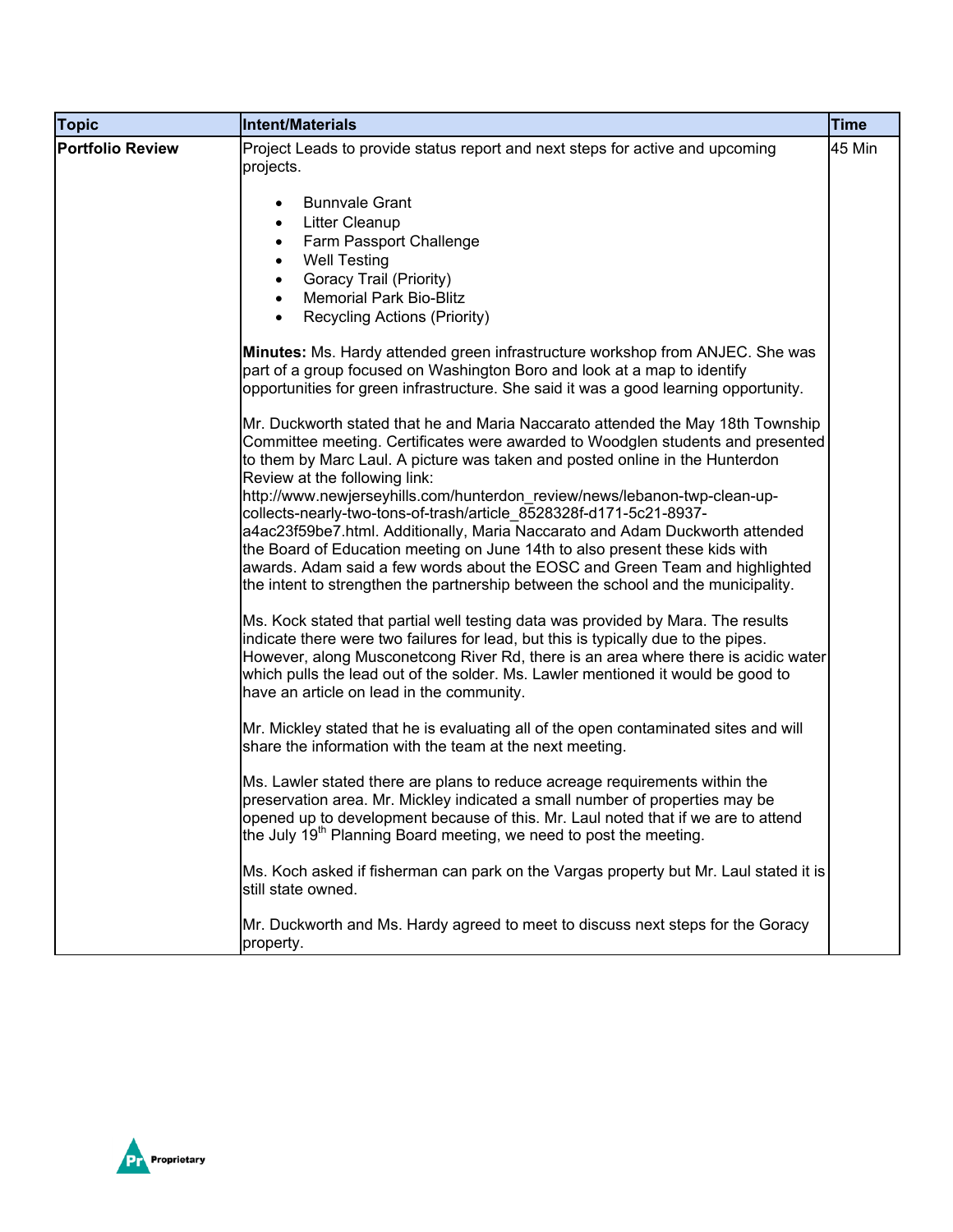| Topic | Intent/Materials | Time |
| --- | --- | --- |
| **Portfolio Review** | Project Leads to provide status report and next steps for active and upcoming projects.<br><br>• Bunnvale Grant<br>• Litter Cleanup<br>• Farm Passport Challenge<br>• Well Testing<br>• Goracy Trail (Priority)<br>• Memorial Park Bio-Blitz<br>• Recycling Actions (Priority)<br><br>**Minutes:** Ms. Hardy attended green infrastructure workshop from ANJEC. She was part of a group focused on Washington Boro and look at a map to identify opportunities for green infrastructure. She said it was a good learning opportunity.<br><br>Mr. Duckworth stated that he and Maria Naccarato attended the May 18th Township Committee meeting. Certificates were awarded to Woodglen students and presented to them by Marc Laul. A picture was taken and posted online in the Hunterdon Review at the following link: http://www.newjerseyhills.com/hunterdon_review/news/lebanon-twp-clean-up-collects-nearly-two-tons-of-trash/article_8528328f-d171-5c21-8937-a4ac23f59be7.html. Additionally, Maria Naccarato and Adam Duckworth attended the Board of Education meeting on June 14th to also present these kids with awards. Adam said a few words about the EOSC and Green Team and highlighted the intent to strengthen the partnership between the school and the municipality.<br><br>Ms. Kock stated that partial well testing data was provided by Mara. The results indicate there were two failures for lead, but this is typically due to the pipes. However, along Musconetcong River Rd, there is an area where there is acidic water which pulls the lead out of the solder. Ms. Lawler mentioned it would be good to have an article on lead in the community.<br><br>Mr. Mickley stated that he is evaluating all of the open contaminated sites and will share the information with the team at the next meeting.<br><br>Ms. Lawler stated there are plans to reduce acreage requirements within the preservation area. Mr. Mickley indicated a small number of properties may be opened up to development because of this. Mr. Laul noted that if we are to attend the July 19th Planning Board meeting, we need to post the meeting.<br><br>Ms. Koch asked if fisherman can park on the Vargas property but Mr. Laul stated it is still state owned.<br><br>Mr. Duckworth and Ms. Hardy agreed to meet to discuss next steps for the Goracy property. | 45 Min |